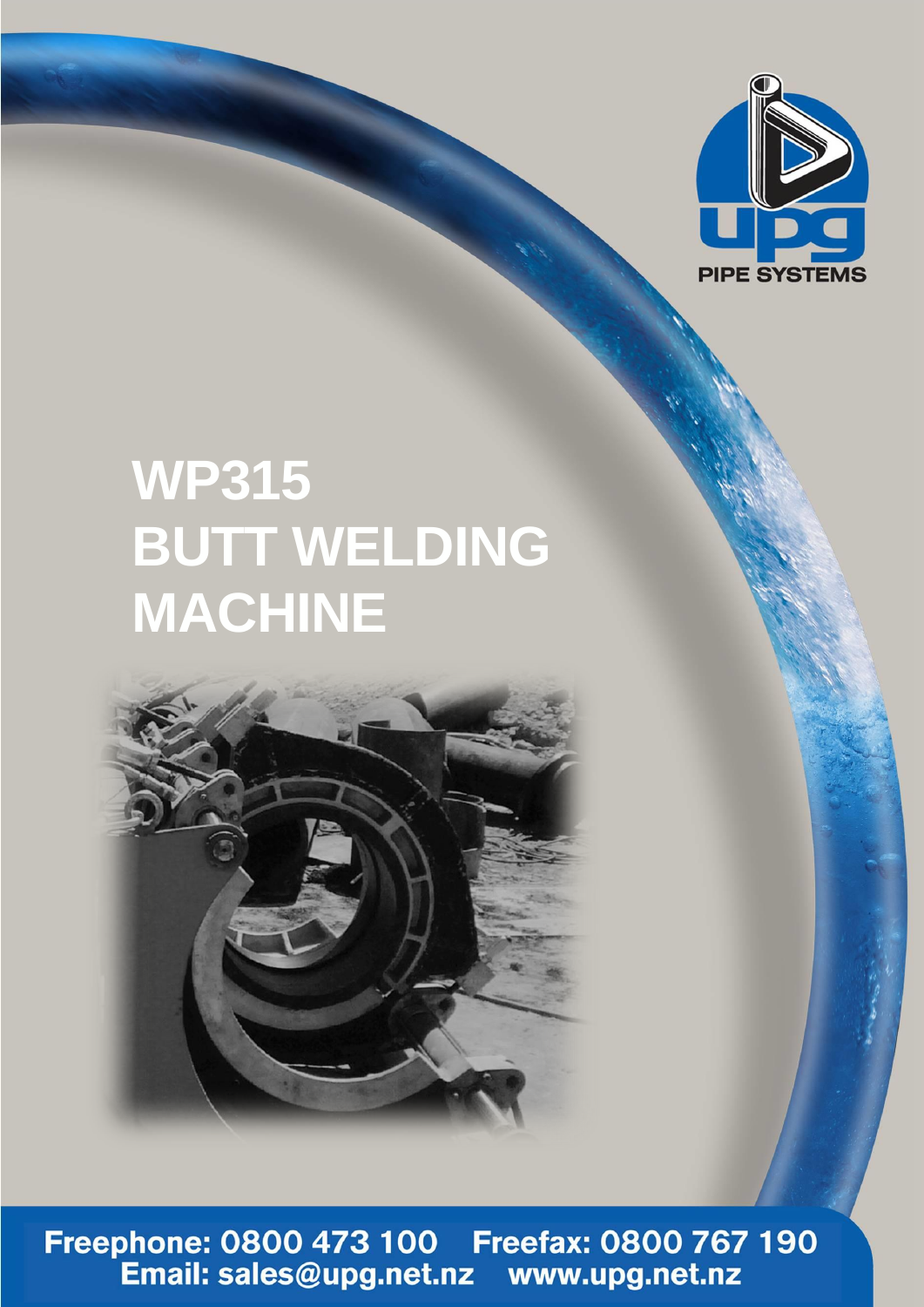UPG PIPE SYSTEMS

# WP315 BUTT WELDING MACHINE

Freephone: 0800 473 100 Freefax: 0800 767 190
Email: sales@upg.net.nz www.upg.net.nz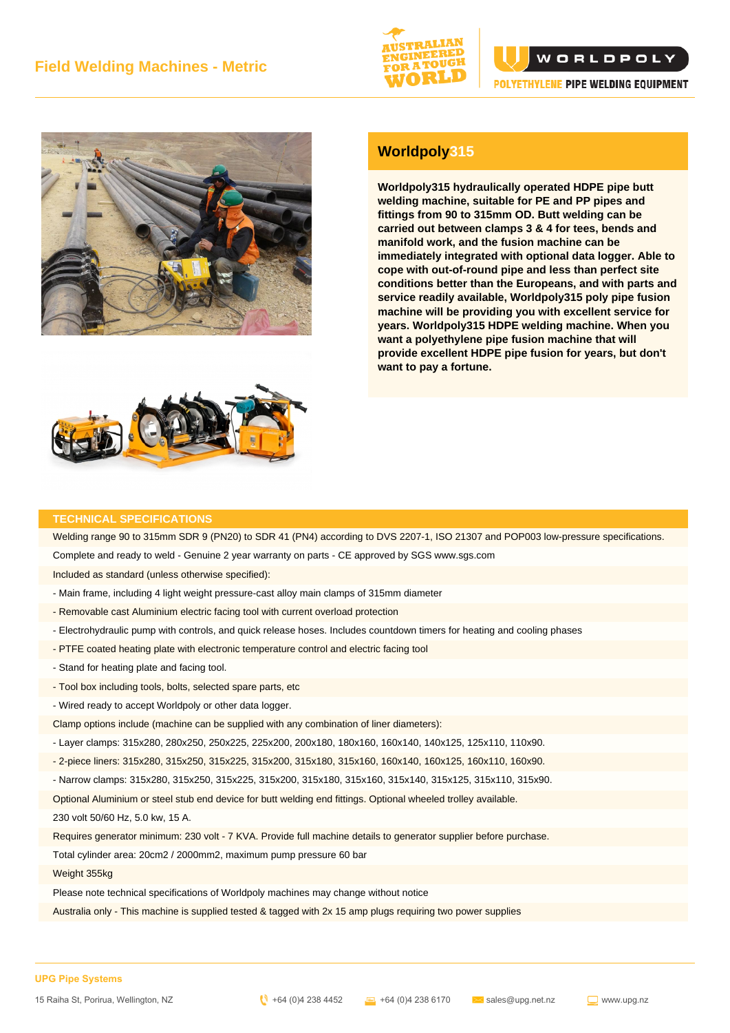# Field Welding Machines - Metric

## Worldpoly315

**Worldpoly315 hydraulically operated HDPE pipe butt welding machine, suitable for PE and PP pipes and fittings from 90 to 315mm OD. Butt welding can be carried out between clamps 3 & 4 for tees, bends and manifold work, and the fusion machine can be immediately integrated with optional data logger. Able to cope with out-of-round pipe and less than perfect site conditions better than the Europeans, and with parts and service readily available, Worldpoly315 poly pipe fusion machine will be providing you with excellent service for years. Worldpoly315 HDPE welding machine. When you want a polyethylene pipe fusion machine that will provide excellent HDPE pipe fusion for years, but don't want to pay a fortune.**

## TECHNICAL SPECIFICATIONS

Welding range 90 to 315mm SDR 9 (PN20) to SDR 41 (PN4) according to DVS 2207-1, ISO 21307 and POP003 low-pressure specifications.

Complete and ready to weld - Genuine 2 year warranty on parts - CE approved by SGS www.sgs.com

Included as standard (unless otherwise specified):

- Main frame, including 4 light weight pressure-cast alloy main clamps of 315mm diameter
- Removable cast Aluminium electric facing tool with current overload protection
- Electrohydraulic pump with controls, and quick release hoses. Includes countdown timers for heating and cooling phases
- PTFE coated heating plate with electronic temperature control and electric facing tool
- Stand for heating plate and facing tool.
- Tool box including tools, bolts, selected spare parts, etc
- Wired ready to accept Worldpoly or other data logger.

Clamp options include (machine can be supplied with any combination of liner diameters):

- Layer clamps: 315x280, 280x250, 250x225, 225x200, 200x180, 180x160, 160x140, 140x125, 125x110, 110x90.
- 2-piece liners: 315x280, 315x250, 315x225, 315x200, 315x180, 315x160, 160x140, 160x125, 160x110, 160x90.
- Narrow clamps: 315x280, 315x250, 315x225, 315x200, 315x180, 315x160, 315x140, 315x125, 315x110, 315x90.

Optional Aluminium or steel stub end device for butt welding end fittings. Optional wheeled trolley available.

230 volt 50/60 Hz, 5.0 kw, 15 A.

Requires generator minimum: 230 volt - 7 KVA. Provide full machine details to generator supplier before purchase.

Total cylinder area: 20cm2 / 2000mm2, maximum pump pressure 60 bar

Weight 355kg

Please note technical specifications of Worldpoly machines may change without notice

Australia only - This machine is supplied tested & tagged with 2x 15 amp plugs requiring two power supplies

**UPG Pipe Systems**

15 Raiha St, Porirua, Wellington, NZ | +64 (0)4 238 4452 | +64 (0)4 238 6170 | sales@upg.net.nz | www.upg.nz